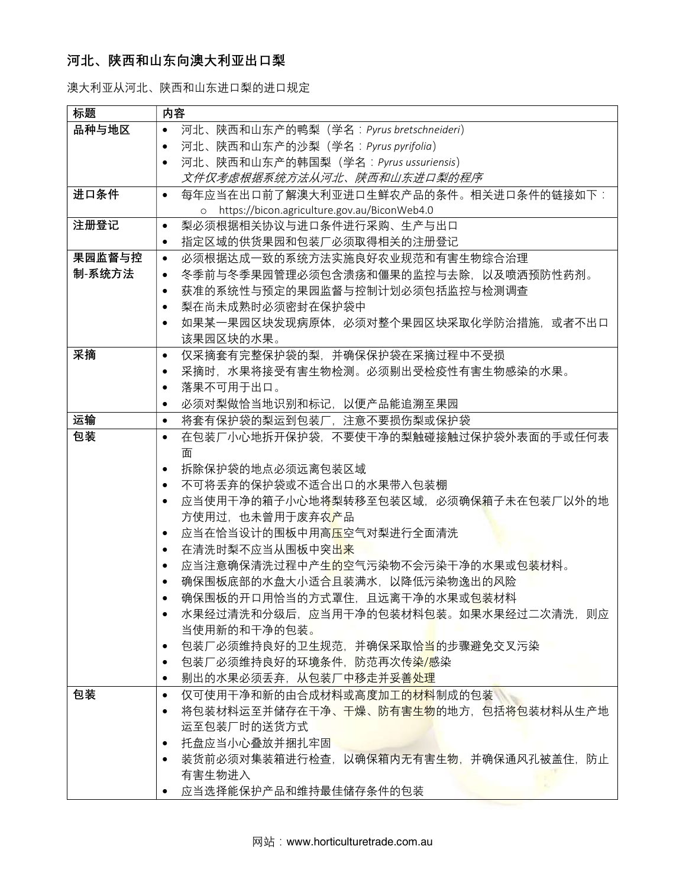## 河北、陕西和山东向澳大利亚出口梨

澳大利亚从河北、陕西和山东进口梨的进口规定

| 标题 | 内容 |
|---|---|
| **品种与地区** | • 河北、陕西和山东产的鸭梨（学名：*Pyrus bretschneideri*）<br>• 河北、陕西和山东产的沙梨（学名：*Pyrus pyrifolia*）<br>• 河北、陕西和山东产的韩国梨（学名：*Pyrus ussuriensis*）<br>*文件仅考虑根据系统方法从河北、陕西和山东进口梨的程序* |
| **进口条件** | • 每年应当在出口前了解澳大利亚进口生鲜农产品的条件。相关进口条件的链接如下：<br>  o https://bicon.agriculture.gov.au/BiconWeb4.0 |
| **注册登记** | • 梨必须根据相关协议与进口条件进行采购、生产与出口<br>• 指定区域的供货果园和包装厂必须取得相关的注册登记 |
| **果园监督与控制-系统方法** | • 必须根据达成一致的系统方法实施良好农业规范和有害生物综合治理<br>• 冬季前与冬季果园管理必须包含溃疡和僵果的监控与去除，以及喷洒预防性药剂。<br>• 获准的系统性与预定的果园监督与控制计划必须包括监控与检测调查<br>• 梨在尚未成熟时必须密封在保护袋中<br>• 如果某一果园区块发现病原体，必须对整个果园区块采取化学防治措施，或者不出口该果园区块的水果。 |
| **采摘** | • 仅采摘套有完整保护袋的梨，并确保保护袋在采摘过程中不受损<br>• 采摘时，水果将接受有害生物检测。必须剔出受检疫性有害生物感染的水果。<br>• 落果不可用于出口。<br>• 必须对梨做恰当地识别和标记，以便产品能追溯至果园 |
| **运输** | • 将套有保护袋的梨运到包装厂，注意不要损伤梨或保护袋 |
| **包装** | • 在包装厂小心地拆开保护袋，不要使干净的梨触碰接触过保护袋外表面的手或任何表面<br>• 拆除保护袋的地点必须远离包装区域<br>• 不可将丢弃的保护袋或不适合出口的水果带入包装棚<br>• 应当使用干净的箱子小心地将梨转移至包装区域，必须确保箱子未在包装厂以外的地方使用过，也未曾用于废弃农产品<br>• 应当在恰当设计的围板中用高压空气对梨进行全面清洗<br>• 在清洗时梨不应当从围板中突出来<br>• 应当注意确保清洗过程中产生的空气污染物不会污染干净的水果或包装材料。<br>• 确保围板底部的水盘大小适合且装满水，以降低污染物逸出的风险<br>• 确保围板的开口用恰当的方式罩住，且远离干净的水果或包装材料<br>• 水果经过清洗和分级后，应当用干净的包装材料包装。如果水果经过二次清洗，则应当使用新的和干净的包装。<br>• 包装厂必须维持良好的卫生规范，并确保采取恰当的步骤避免交叉污染<br>• 包装厂必须维持良好的环境条件，防范再次传染/感染<br>• 剔出的水果必须丢弃，从包装厂中移走并妥善处理 |
| **包装** | • 仅可使用干净和新的由合成材料或高度加工的材料制成的包装<br>• 将包装材料运至并储存在干净、干燥、防有害生物的地方，包括将包装材料从生产地运至包装厂时的送货方式<br>• 托盘应当小心叠放并捆扎牢固<br>• 装货前必须对集装箱进行检查，以确保箱内无有害生物，并确保通风孔被盖住，防止有害生物进入<br>• 应当选择能保护产品和维持最佳储存条件的包装 |

网站：www.horticulturetrade.com.au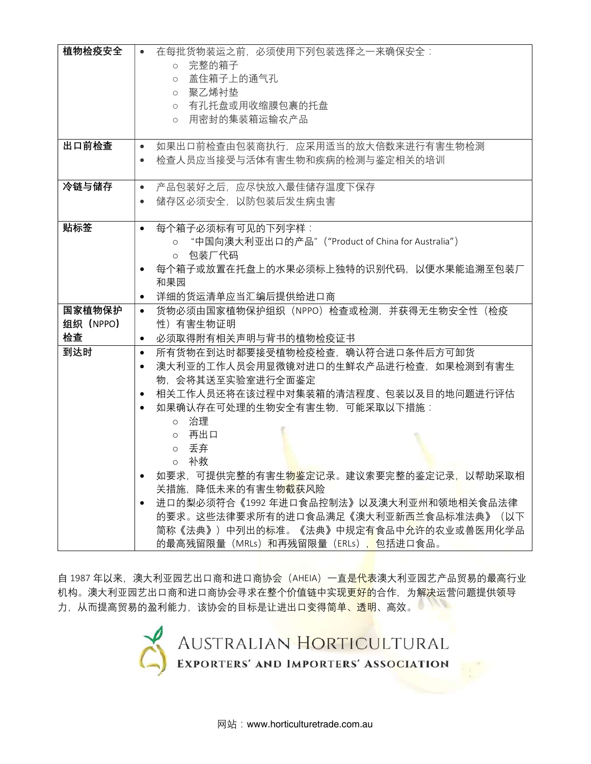| 植物检疫安全 | • 在每批货物装运之前，必须使用下列包装选择之一来确保安全：<br>○ 完整的箱子<br>○ 盖住箱子上的通气孔<br>○ 聚乙烯衬垫<br>○ 有孔托盘或用收缩膜包裹的托盘<br>○ 用密封的集装箱运输农产品 |
|---|---|
| 出口前检查 | • 如果出口前检查由包装商执行，应采用适当的放大倍数来进行有害生物检测<br>• 检查人员应当接受与活体有害生物和疾病的检测与鉴定相关的培训 |
| 冷链与储存 | • 产品包装好之后，应尽快放入最佳储存温度下保存<br>• 储存区必须安全，以防包装后发生病虫害 |
| 贴标签 | • 每个箱子必须标有可见的下列字样：<br>○ "中国向澳大利亚出口的产品"（"Product of China for Australia"）<br>○ 包装厂代码<br>• 每个箱子或放置在托盘上的水果必须标上独特的识别代码，以便水果能追溯至包装厂和果园<br>• 详细的货运清单应当汇编后提供给进口商 |
| 国家植物保护组织（NPPO）检查 | • 货物必须由国家植物保护组织（NPPO）检查或检测，并获得无生物安全性（检疫性）有害生物证明<br>• 必须取得附有相关声明与背书的植物检疫证书 |
| 到达时 | • 所有货物在到达时都要接受植物检疫检查，确认符合进口条件后方可卸货<br>• 澳大利亚的工作人员会用显微镜对进口的生鲜农产品进行检查，如果检测到有害生物，会将其送至实验室进行全面鉴定<br>• 相关工作人员还将在该过程中对集装箱的清洁程度、包装以及目的地问题进行评估<br>• 如果确认存在可处理的生物安全有害生物，可能采取以下措施：<br>○ 治理<br>○ 再出口<br>○ 丢弃<br>○ 补救<br>• 如要求，可提供完整的有害生物鉴定记录。建议索要完整的鉴定记录，以帮助采取相关措施，降低未来的有害生物截获风险<br>• 进口的梨必须符合《1992 年进口食品控制法》以及澳大利亚州和领地相关食品法律的要求。这些法律要求所有的进口食品满足《澳大利亚新西兰食品标准法典》（以下简称《法典》）中列出的标准。《法典》中规定有食品中允许的农业或兽医用化学品的最高残留限量（MRLs）和再残留限量（ERLs），包括进口食品。 |

自 1987 年以来，澳大利亚园艺出口商和进口商协会（AHEIA）一直是代表澳大利亚园艺产品贸易的最高行业机构。澳大利亚园艺出口商和进口商协会寻求在整个价值链中实现更好的合作，为解决运营问题提供领导力，从而提高贸易的盈利能力，该协会的目标是让进出口变得简单、透明、高效。

AUSTRALIAN HORTICULTURAL EXPORTERS' AND IMPORTERS' ASSOCIATION

网站：www.horticulturetrade.com.au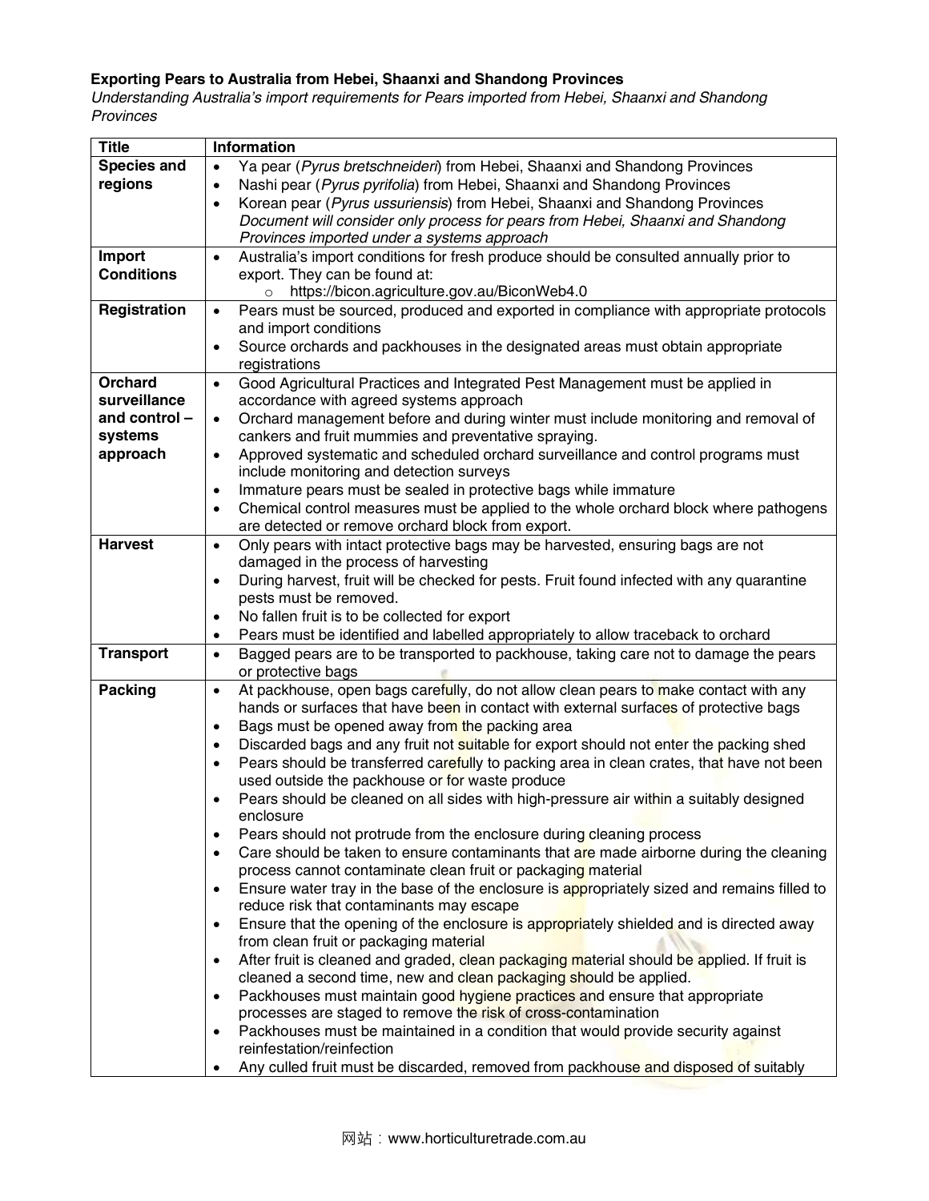**Exporting Pears to Australia from Hebei, Shaanxi and Shandong Provinces**

*Understanding Australia's import requirements for Pears imported from Hebei, Shaanxi and Shandong Provinces*

| Title | Information |
|---|---|
| **Species and regions** | • Ya pear (*Pyrus bretschneideri*) from Hebei, Shaanxi and Shandong Provinces<br>• Nashi pear (*Pyrus pyrifolia*) from Hebei, Shaanxi and Shandong Provinces<br>• Korean pear (*Pyrus ussuriensis*) from Hebei, Shaanxi and Shandong Provinces<br>*Document will consider only process for pears from Hebei, Shaanxi and Shandong Provinces imported under a systems approach* |
| **Import Conditions** | • Australia's import conditions for fresh produce should be consulted annually prior to export. They can be found at:<br>  ○ https://bicon.agriculture.gov.au/BiconWeb4.0 |
| **Registration** | • Pears must be sourced, produced and exported in compliance with appropriate protocols and import conditions<br>• Source orchards and packhouses in the designated areas must obtain appropriate registrations |
| **Orchard surveillance and control – systems approach** | • Good Agricultural Practices and Integrated Pest Management must be applied in accordance with agreed systems approach<br>• Orchard management before and during winter must include monitoring and removal of cankers and fruit mummies and preventative spraying.<br>• Approved systematic and scheduled orchard surveillance and control programs must include monitoring and detection surveys<br>• Immature pears must be sealed in protective bags while immature<br>• Chemical control measures must be applied to the whole orchard block where pathogens are detected or remove orchard block from export. |
| **Harvest** | • Only pears with intact protective bags may be harvested, ensuring bags are not damaged in the process of harvesting<br>• During harvest, fruit will be checked for pests. Fruit found infected with any quarantine pests must be removed.<br>• No fallen fruit is to be collected for export<br>• Pears must be identified and labelled appropriately to allow traceback to orchard |
| **Transport** | • Bagged pears are to be transported to packhouse, taking care not to damage the pears or protective bags |
| **Packing** | • At packhouse, open bags carefully, do not allow clean pears to make contact with any hands or surfaces that have been in contact with external surfaces of protective bags<br>• Bags must be opened away from the packing area<br>• Discarded bags and any fruit not suitable for export should not enter the packing shed<br>• Pears should be transferred carefully to packing area in clean crates, that have not been used outside the packhouse or for waste produce<br>• Pears should be cleaned on all sides with high-pressure air within a suitably designed enclosure<br>• Pears should not protrude from the enclosure during cleaning process<br>• Care should be taken to ensure contaminants that are made airborne during the cleaning process cannot contaminate clean fruit or packaging material<br>• Ensure water tray in the base of the enclosure is appropriately sized and remains filled to reduce risk that contaminants may escape<br>• Ensure that the opening of the enclosure is appropriately shielded and is directed away from clean fruit or packaging material<br>• After fruit is cleaned and graded, clean packaging material should be applied. If fruit is cleaned a second time, new and clean packaging should be applied.<br>• Packhouses must maintain good hygiene practices and ensure that appropriate processes are staged to remove the risk of cross-contamination<br>• Packhouses must be maintained in a condition that would provide security against reinfestation/reinfection<br>• Any culled fruit must be discarded, removed from packhouse and disposed of suitably |

网站：www.horticulturetrade.com.au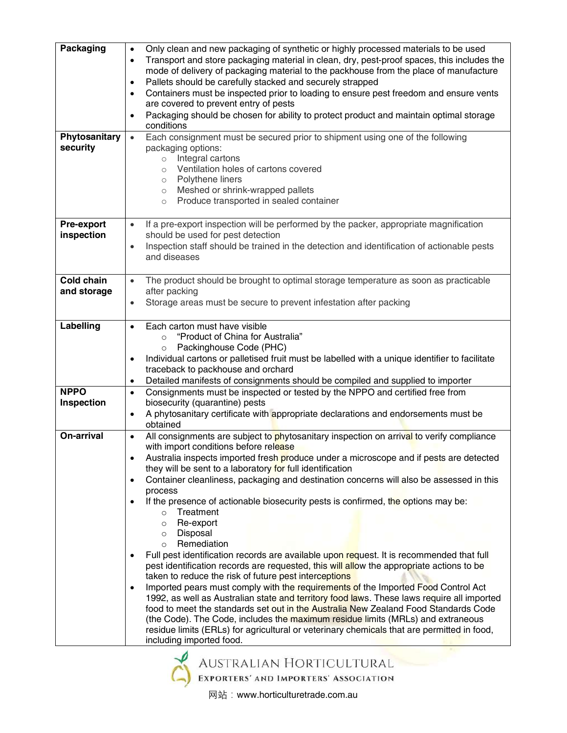| | |
|---|---|
| **Packaging** | • Only clean and new packaging of synthetic or highly processed materials to be used<br>• Transport and store packaging material in clean, dry, pest-proof spaces, this includes the mode of delivery of packaging material to the packhouse from the place of manufacture<br>• Pallets should be carefully stacked and securely strapped<br>• Containers must be inspected prior to loading to ensure pest freedom and ensure vents are covered to prevent entry of pests<br>• Packaging should be chosen for ability to protect product and maintain optimal storage conditions |
| **Phytosanitary security** | • Each consignment must be secured prior to shipment using one of the following packaging options:<br>  ○ Integral cartons<br>  ○ Ventilation holes of cartons covered<br>  ○ Polythene liners<br>  ○ Meshed or shrink-wrapped pallets<br>  ○ Produce transported in sealed container |
| **Pre-export inspection** | • If a pre-export inspection will be performed by the packer, appropriate magnification should be used for pest detection<br>• Inspection staff should be trained in the detection and identification of actionable pests and diseases |
| **Cold chain and storage** | • The product should be brought to optimal storage temperature as soon as practicable after packing<br>• Storage areas must be secure to prevent infestation after packing |
| **Labelling** | • Each carton must have visible<br>  ○ "Product of China for Australia"<br>  ○ Packinghouse Code (PHC)<br>• Individual cartons or palletised fruit must be labelled with a unique identifier to facilitate traceback to packhouse and orchard<br>• Detailed manifests of consignments should be compiled and supplied to importer |
| **NPPO Inspection** | • Consignments must be inspected or tested by the NPPO and certified free from biosecurity (quarantine) pests<br>• A phytosanitary certificate with appropriate declarations and endorsements must be obtained |
| **On-arrival** | • All consignments are subject to phytosanitary inspection on arrival to verify compliance with import conditions before release<br>• Australia inspects imported fresh produce under a microscope and if pests are detected they will be sent to a laboratory for full identification<br>• Container cleanliness, packaging and destination concerns will also be assessed in this process<br>• If the presence of actionable biosecurity pests is confirmed, the options may be:<br>  ○ Treatment<br>  ○ Re-export<br>  ○ Disposal<br>  ○ Remediation<br>• Full pest identification records are available upon request. It is recommended that full pest identification records are requested, this will allow the appropriate actions to be taken to reduce the risk of future pest interceptions<br>• Imported pears must comply with the requirements of the Imported Food Control Act 1992, as well as Australian state and territory food laws. These laws require all imported food to meet the standards set out in the Australia New Zealand Food Standards Code (the Code). The Code, includes the maximum residue limits (MRLs) and extraneous residue limits (ERLs) for agricultural or veterinary chemicals that are permitted in food, including imported food. |

AUSTRALIAN HORTICULTURAL
EXPORTERS' AND IMPORTERS' ASSOCIATION
网站：www.horticulturetrade.com.au